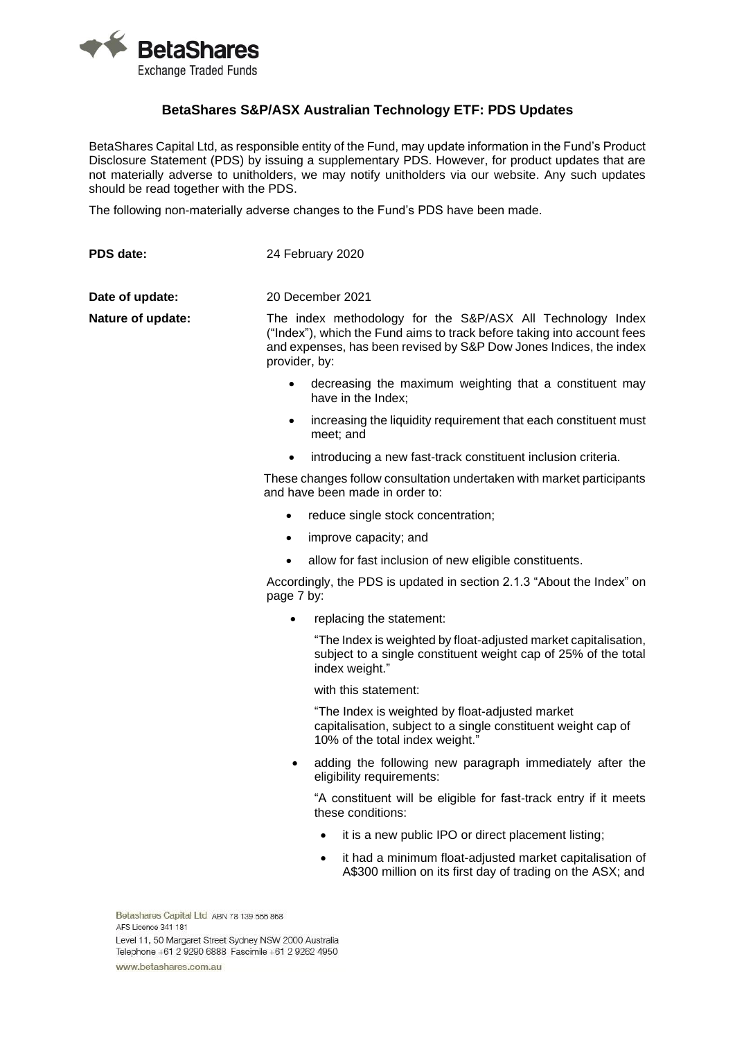# BetaShares S&P/ASX Australian Technology ETF: PDS Updates

BetaShares Capital Ltd, as responsible entity of the Fund, may update information in the Fund's Product Disclosure Statement (PDS) by issuing a supplementary PDS. However, for product updates that are not materially adverse to unitholders, we may notify unitholders via our website. Any such updates should be read together with the PDS.

The following non-materially adverse changes to the Fund's PDS have been made.

**PDS date:** 24 February 2020

**Date of update:** 20 December 2021

**Nature of update:** The index methodology for the S&P/ASX All Technology Index ("Index"), which the Fund aims to track before taking into account fees and expenses, has been revised by S&P Dow Jones Indices, the index provider, by:

- decreasing the maximum weighting that a constituent may have in the Index;
- increasing the liquidity requirement that each constituent must meet; and
- introducing a new fast-track constituent inclusion criteria.

These changes follow consultation undertaken with market participants and have been made in order to:

- reduce single stock concentration;
- improve capacity; and
- allow for fast inclusion of new eligible constituents.

Accordingly, the PDS is updated in section 2.1.3 "About the Index" on page 7 by:

- replacing the statement:

  "The Index is weighted by float-adjusted market capitalisation, subject to a single constituent weight cap of 25% of the total index weight."

  with this statement:

  "The Index is weighted by float-adjusted market capitalisation, subject to a single constituent weight cap of 10% of the total index weight."

- adding the following new paragraph immediately after the eligibility requirements:

  "A constituent will be eligible for fast-track entry if it meets these conditions:

  - it is a new public IPO or direct placement listing;
  - it had a minimum float-adjusted market capitalisation of A$300 million on its first day of trading on the ASX; and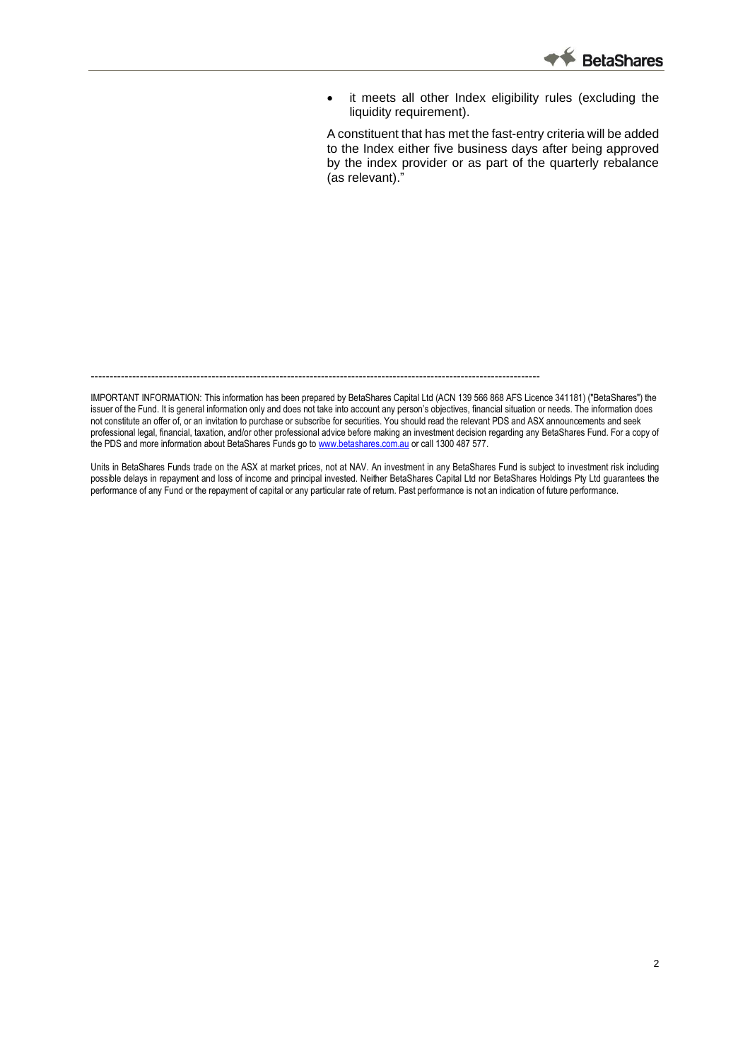- it meets all other Index eligibility rules (excluding the liquidity requirement).

A constituent that has met the fast-entry criteria will be added to the Index either five business days after being approved by the index provider or as part of the quarterly rebalance (as relevant)."

---

IMPORTANT INFORMATION: This information has been prepared by BetaShares Capital Ltd (ACN 139 566 868 AFS Licence 341181) ("BetaShares") the issuer of the Fund. It is general information only and does not take into account any person's objectives, financial situation or needs. The information does not constitute an offer of, or an invitation to purchase or subscribe for securities. You should read the relevant PDS and ASX announcements and seek professional legal, financial, taxation, and/or other professional advice before making an investment decision regarding any BetaShares Fund. For a copy of the PDS and more information about BetaShares Funds go to www.betashares.com.au or call 1300 487 577.

Units in BetaShares Funds trade on the ASX at market prices, not at NAV. An investment in any BetaShares Fund is subject to investment risk including possible delays in repayment and loss of income and principal invested. Neither BetaShares Capital Ltd nor BetaShares Holdings Pty Ltd guarantees the performance of any Fund or the repayment of capital or any particular rate of return. Past performance is not an indication of future performance.